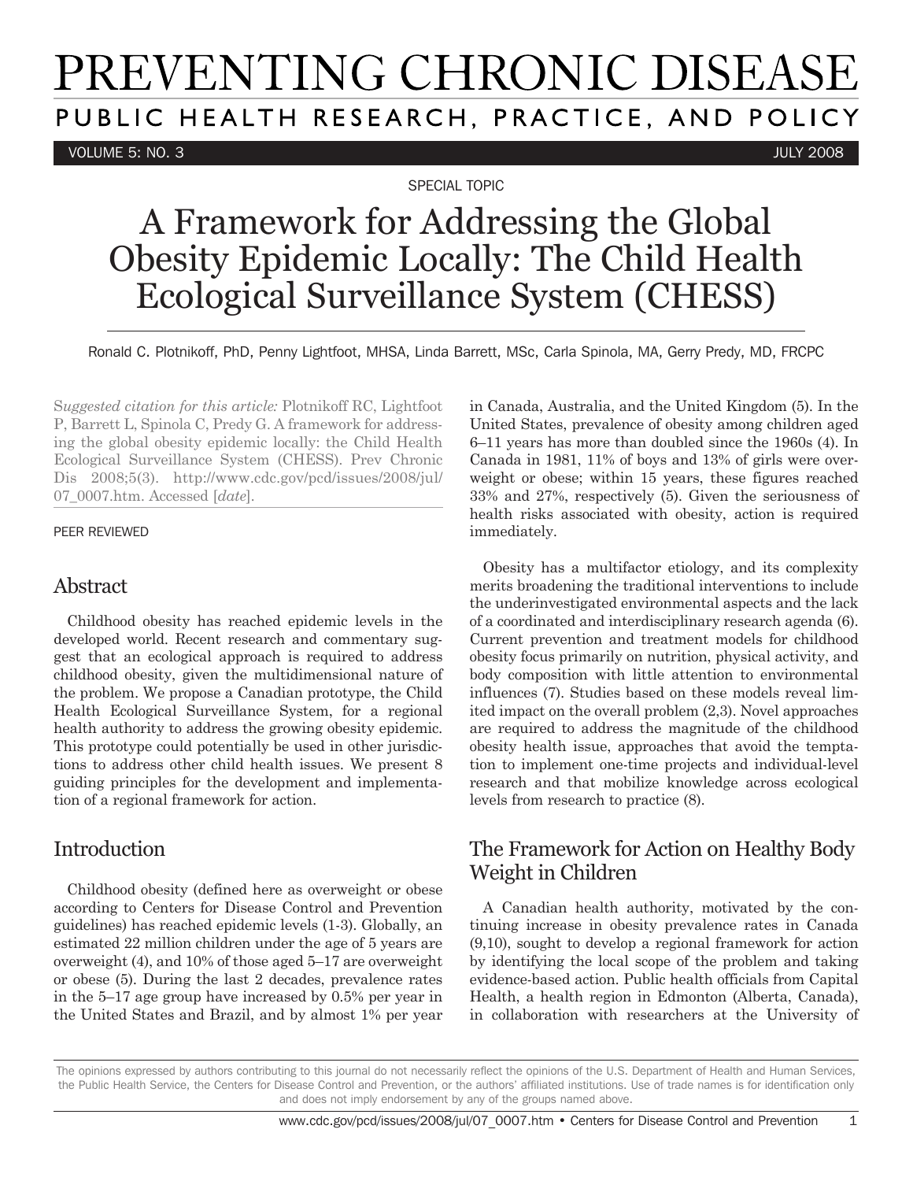# PREVENTING CHRONIC DISEASE

PUBLIC HEALTH RESEARCH, PRACTICE, AND POLICY

SPECIAL TOPIC

# A Framework for Addressing the Global Obesity Epidemic Locally: The Child Health Ecological Surveillance System (CHESS)

Ronald C. Plotnikoff, PhD, Penny Lightfoot, MHSA, Linda Barrett, MSc, Carla Spinola, MA, Gerry Predy, MD, FRCPC

*Suggested citation for this article:* Plotnikoff RC, Lightfoot P, Barrett L, Spinola C, Predy G. A framework for addressing the global obesity epidemic locally: the Child Health Ecological Surveillance System (CHESS). Prev Chronic Dis 2008;5(3). http://www.cdc.gov/pcd/issues/2008/jul/07_0007.htm. Accessed [*date*].

PEER REVIEWED

## Abstract

Childhood obesity has reached epidemic levels in the developed world. Recent research and commentary suggest that an ecological approach is required to address childhood obesity, given the multidimensional nature of the problem. We propose a Canadian prototype, the Child Health Ecological Surveillance System, for a regional health authority to address the growing obesity epidemic. This prototype could potentially be used in other jurisdictions to address other child health issues. We present 8 guiding principles for the development and implementation of a regional framework for action.

## Introduction

Childhood obesity (defined here as overweight or obese according to Centers for Disease Control and Prevention guidelines) has reached epidemic levels (1-3). Globally, an estimated 22 million children under the age of 5 years are overweight (4), and 10% of those aged 5–17 are overweight or obese (5). During the last 2 decades, prevalence rates in the 5–17 age group have increased by 0.5% per year in the United States and Brazil, and by almost 1% per year in Canada, Australia, and the United Kingdom (5). In the United States, prevalence of obesity among children aged 6–11 years has more than doubled since the 1960s (4). In Canada in 1981, 11% of boys and 13% of girls were overweight or obese; within 15 years, these figures reached 33% and 27%, respectively (5). Given the seriousness of health risks associated with obesity, action is required immediately.

Obesity has a multifactor etiology, and its complexity merits broadening the traditional interventions to include the underinvestigated environmental aspects and the lack of a coordinated and interdisciplinary research agenda (6). Current prevention and treatment models for childhood obesity focus primarily on nutrition, physical activity, and body composition with little attention to environmental influences (7). Studies based on these models reveal limited impact on the overall problem (2,3). Novel approaches are required to address the magnitude of the childhood obesity health issue, approaches that avoid the temptation to implement one-time projects and individual-level research and that mobilize knowledge across ecological levels from research to practice (8).

## The Framework for Action on Healthy Body Weight in Children

A Canadian health authority, motivated by the continuing increase in obesity prevalence rates in Canada (9,10), sought to develop a regional framework for action by identifying the local scope of the problem and taking evidence-based action. Public health officials from Capital Health, a health region in Edmonton (Alberta, Canada), in collaboration with researchers at the University of

The opinions expressed by authors contributing to this journal do not necessarily reflect the opinions of the U.S. Department of Health and Human Services, the Public Health Service, the Centers for Disease Control and Prevention, or the authors' affiliated institutions. Use of trade names is for identification only and does not imply endorsement by any of the groups named above.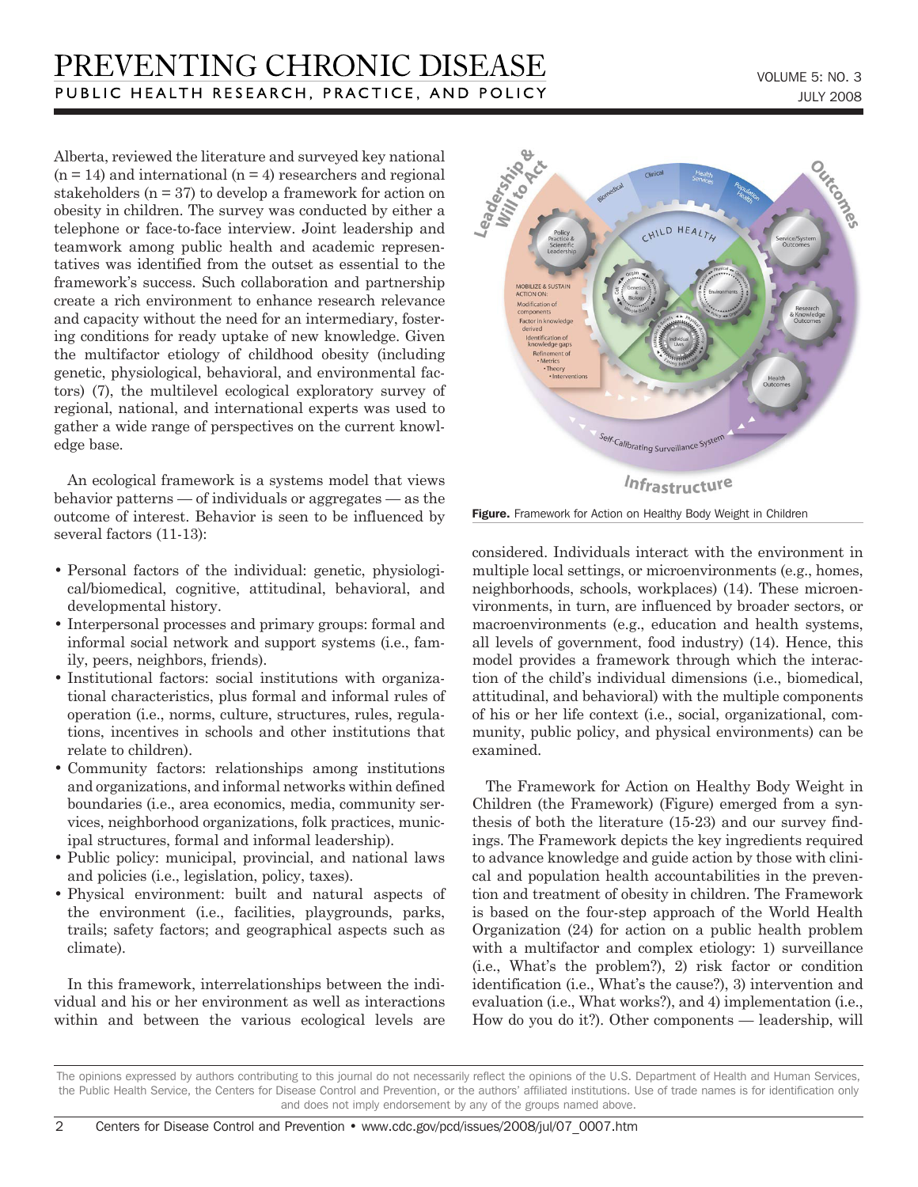Alberta, reviewed the literature and surveyed key national (n = 14) and international (n = 4) researchers and regional stakeholders (n = 37) to develop a framework for action on obesity in children. The survey was conducted by either a telephone or face-to-face interview. Joint leadership and teamwork among public health and academic representatives was identified from the outset as essential to the framework's success. Such collaboration and partnership create a rich environment to enhance research relevance and capacity without the need for an intermediary, fostering conditions for ready uptake of new knowledge. Given the multifactor etiology of childhood obesity (including genetic, physiological, behavioral, and environmental factors) (7), the multilevel ecological exploratory survey of regional, national, and international experts was used to gather a wide range of perspectives on the current knowledge base.

An ecological framework is a systems model that views behavior patterns — of individuals or aggregates — as the outcome of interest. Behavior is seen to be influenced by several factors (11-13):

- Personal factors of the individual: genetic, physiological/biomedical, cognitive, attitudinal, behavioral, and developmental history.
- Interpersonal processes and primary groups: formal and informal social network and support systems (i.e., family, peers, neighbors, friends).
- Institutional factors: social institutions with organizational characteristics, plus formal and informal rules of operation (i.e., norms, culture, structures, rules, regulations, incentives in schools and other institutions that relate to children).
- Community factors: relationships among institutions and organizations, and informal networks within defined boundaries (i.e., area economics, media, community services, neighborhood organizations, folk practices, municipal structures, formal and informal leadership).
- Public policy: municipal, provincial, and national laws and policies (i.e., legislation, policy, taxes).
- Physical environment: built and natural aspects of the environment (i.e., facilities, playgrounds, parks, trails; safety factors; and geographical aspects such as climate).

In this framework, interrelationships between the individual and his or her environment as well as interactions within and between the various ecological levels are considered. Individuals interact with the environment in multiple local settings, or microenvironments (e.g., homes, neighborhoods, schools, workplaces) (14). These microenvironments, in turn, are influenced by broader sectors, or macroenvironments (e.g., education and health systems, all levels of government, food industry) (14). Hence, this model provides a framework through which the interaction of the child's individual dimensions (i.e., biomedical, attitudinal, and behavioral) with the multiple components of his or her life context (i.e., social, organizational, community, public policy, and physical environments) can be examined.

Leadership & Will to Act

Biomedical
Clinical
Health Services
Population Health

Outcomes

CHILD HEALTH

Policy Practice & Scientific Leadership

MOBILIZE & SUSTAIN ACTION ON:
Modification of components
Factor in knowledge derived
Identification of knowledge gaps
Refinement of
• Metrics
• Theory
• Interventions

Genetics & Biology
Environments
Individual Lives

Service/System Outcomes
Research & Knowledge Outcomes
Health Outcomes

Self-Calibrating Surveillance System

Infrastructure

**Figure.** Framework for Action on Healthy Body Weight in Children

The Framework for Action on Healthy Body Weight in Children (the Framework) (Figure) emerged from a synthesis of both the literature (15-23) and our survey findings. The Framework depicts the key ingredients required to advance knowledge and guide action by those with clinical and population health accountabilities in the prevention and treatment of obesity in children. The Framework is based on the four-step approach of the World Health Organization (24) for action on a public health problem with a multifactor and complex etiology: 1) surveillance (i.e., What's the problem?), 2) risk factor or condition identification (i.e., What's the cause?), 3) intervention and evaluation (i.e., What works?), and 4) implementation (i.e., How do you do it?). Other components — leadership, will

The opinions expressed by authors contributing to this journal do not necessarily reflect the opinions of the U.S. Department of Health and Human Services, the Public Health Service, the Centers for Disease Control and Prevention, or the authors' affiliated institutions. Use of trade names is for identification only and does not imply endorsement by any of the groups named above.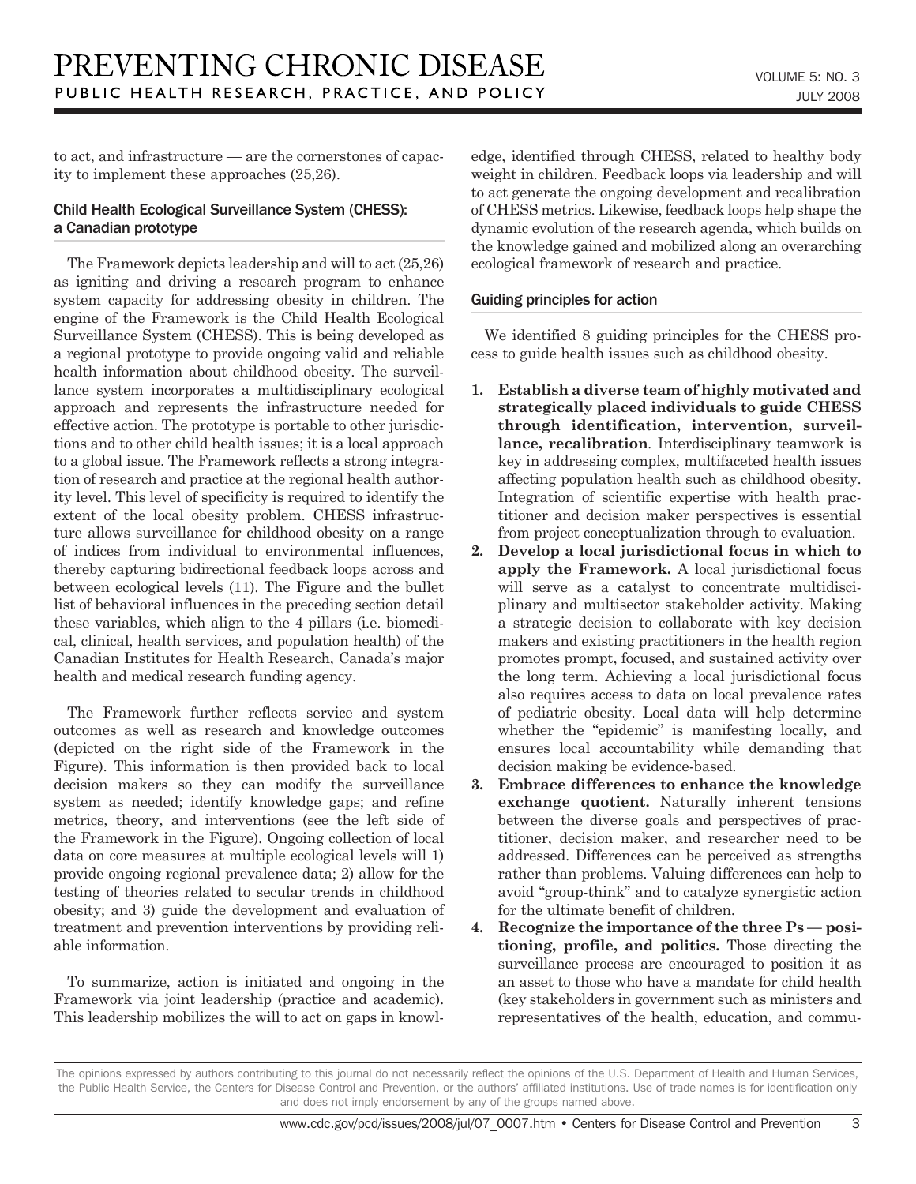to act, and infrastructure — are the cornerstones of capacity to implement these approaches (25,26).

### Child Health Ecological Surveillance System (CHESS): a Canadian prototype

The Framework depicts leadership and will to act (25,26) as igniting and driving a research program to enhance system capacity for addressing obesity in children. The engine of the Framework is the Child Health Ecological Surveillance System (CHESS). This is being developed as a regional prototype to provide ongoing valid and reliable health information about childhood obesity. The surveillance system incorporates a multidisciplinary ecological approach and represents the infrastructure needed for effective action. The prototype is portable to other jurisdictions and to other child health issues; it is a local approach to a global issue. The Framework reflects a strong integration of research and practice at the regional health authority level. This level of specificity is required to identify the extent of the local obesity problem. CHESS infrastructure allows surveillance for childhood obesity on a range of indices from individual to environmental influences, thereby capturing bidirectional feedback loops across and between ecological levels (11). The Figure and the bullet list of behavioral influences in the preceding section detail these variables, which align to the 4 pillars (i.e. biomedical, clinical, health services, and population health) of the Canadian Institutes for Health Research, Canada's major health and medical research funding agency.

The Framework further reflects service and system outcomes as well as research and knowledge outcomes (depicted on the right side of the Framework in the Figure). This information is then provided back to local decision makers so they can modify the surveillance system as needed; identify knowledge gaps; and refine metrics, theory, and interventions (see the left side of the Framework in the Figure). Ongoing collection of local data on core measures at multiple ecological levels will 1) provide ongoing regional prevalence data; 2) allow for the testing of theories related to secular trends in childhood obesity; and 3) guide the development and evaluation of treatment and prevention interventions by providing reliable information.

To summarize, action is initiated and ongoing in the Framework via joint leadership (practice and academic). This leadership mobilizes the will to act on gaps in knowledge, identified through CHESS, related to healthy body weight in children. Feedback loops via leadership and will to act generate the ongoing development and recalibration of CHESS metrics. Likewise, feedback loops help shape the dynamic evolution of the research agenda, which builds on the knowledge gained and mobilized along an overarching ecological framework of research and practice.

### Guiding principles for action

We identified 8 guiding principles for the CHESS process to guide health issues such as childhood obesity.

1. **Establish a diverse team of highly motivated and strategically placed individuals to guide CHESS through identification, intervention, surveillance, recalibration**. Interdisciplinary teamwork is key in addressing complex, multifaceted health issues affecting population health such as childhood obesity. Integration of scientific expertise with health practitioner and decision maker perspectives is essential from project conceptualization through to evaluation.
2. **Develop a local jurisdictional focus in which to apply the Framework.** A local jurisdictional focus will serve as a catalyst to concentrate multidisciplinary and multisector stakeholder activity. Making a strategic decision to collaborate with key decision makers and existing practitioners in the health region promotes prompt, focused, and sustained activity over the long term. Achieving a local jurisdictional focus also requires access to data on local prevalence rates of pediatric obesity. Local data will help determine whether the "epidemic" is manifesting locally, and ensures local accountability while demanding that decision making be evidence-based.
3. **Embrace differences to enhance the knowledge exchange quotient.** Naturally inherent tensions between the diverse goals and perspectives of practitioner, decision maker, and researcher need to be addressed. Differences can be perceived as strengths rather than problems. Valuing differences can help to avoid "group-think" and to catalyze synergistic action for the ultimate benefit of children.
4. **Recognize the importance of the three Ps — positioning, profile, and politics.** Those directing the surveillance process are encouraged to position it as an asset to those who have a mandate for child health (key stakeholders in government such as ministers and representatives of the health, education, and commu-

The opinions expressed by authors contributing to this journal do not necessarily reflect the opinions of the U.S. Department of Health and Human Services, the Public Health Service, the Centers for Disease Control and Prevention, or the authors' affiliated institutions. Use of trade names is for identification only and does not imply endorsement by any of the groups named above.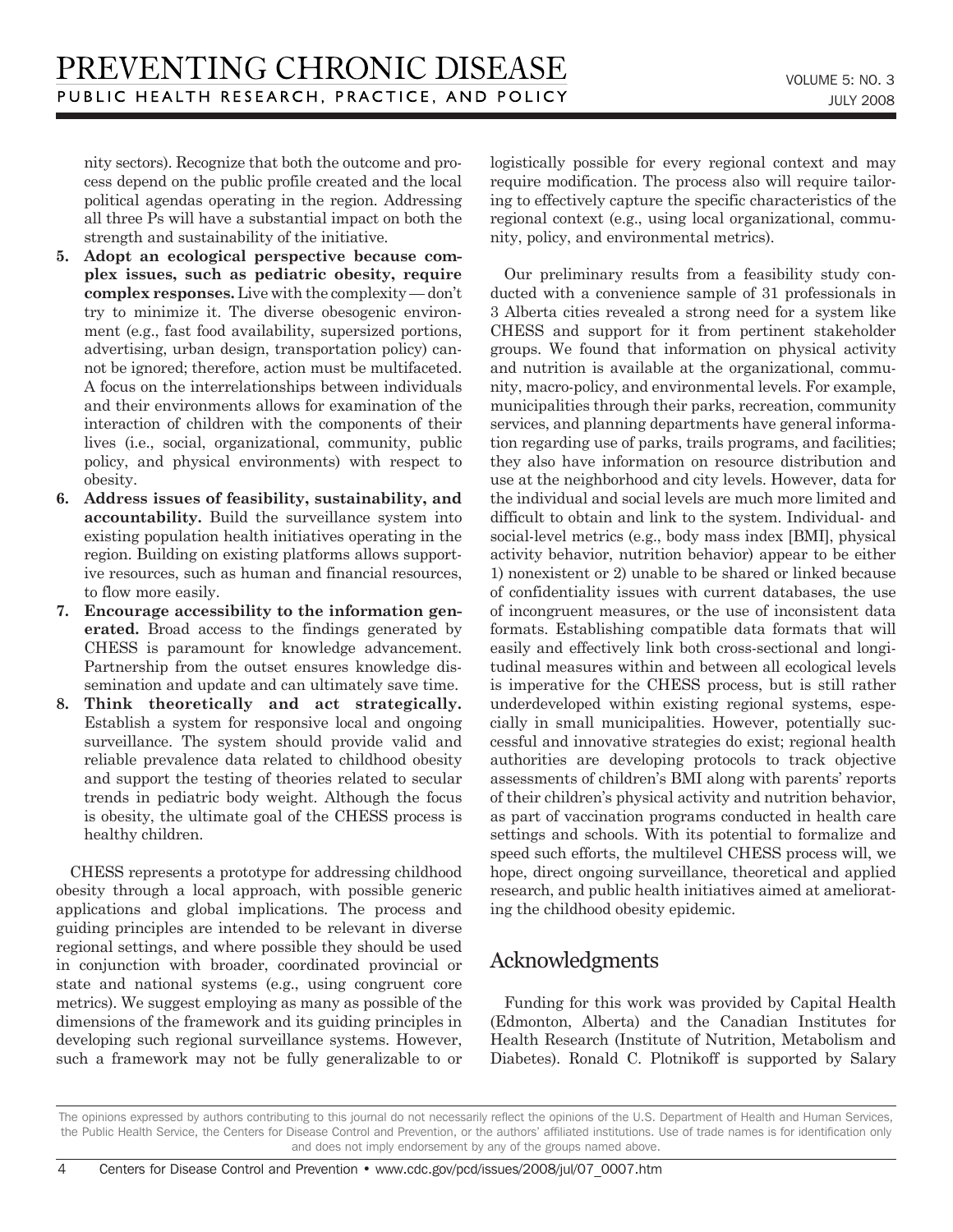nity sectors). Recognize that both the outcome and process depend on the public profile created and the local political agendas operating in the region. Addressing all three Ps will have a substantial impact on both the strength and sustainability of the initiative.

5. **Adopt an ecological perspective because complex issues, such as pediatric obesity, require complex responses.** Live with the complexity — don't try to minimize it. The diverse obesogenic environment (e.g., fast food availability, supersized portions, advertising, urban design, transportation policy) cannot be ignored; therefore, action must be multifaceted. A focus on the interrelationships between individuals and their environments allows for examination of the interaction of children with the components of their lives (i.e., social, organizational, community, public policy, and physical environments) with respect to obesity.
6. **Address issues of feasibility, sustainability, and accountability.** Build the surveillance system into existing population health initiatives operating in the region. Building on existing platforms allows supportive resources, such as human and financial resources, to flow more easily.
7. **Encourage accessibility to the information generated.** Broad access to the findings generated by CHESS is paramount for knowledge advancement. Partnership from the outset ensures knowledge dissemination and update and can ultimately save time.
8. **Think theoretically and act strategically.** Establish a system for responsive local and ongoing surveillance. The system should provide valid and reliable prevalence data related to childhood obesity and support the testing of theories related to secular trends in pediatric body weight. Although the focus is obesity, the ultimate goal of the CHESS process is healthy children.

CHESS represents a prototype for addressing childhood obesity through a local approach, with possible generic applications and global implications. The process and guiding principles are intended to be relevant in diverse regional settings, and where possible they should be used in conjunction with broader, coordinated provincial or state and national systems (e.g., using congruent core metrics). We suggest employing as many as possible of the dimensions of the framework and its guiding principles in developing such regional surveillance systems. However, such a framework may not be fully generalizable to or logistically possible for every regional context and may require modification. The process also will require tailoring to effectively capture the specific characteristics of the regional context (e.g., using local organizational, community, policy, and environmental metrics).

Our preliminary results from a feasibility study conducted with a convenience sample of 31 professionals in 3 Alberta cities revealed a strong need for a system like CHESS and support for it from pertinent stakeholder groups. We found that information on physical activity and nutrition is available at the organizational, community, macro-policy, and environmental levels. For example, municipalities through their parks, recreation, community services, and planning departments have general information regarding use of parks, trails programs, and facilities; they also have information on resource distribution and use at the neighborhood and city levels. However, data for the individual and social levels are much more limited and difficult to obtain and link to the system. Individual- and social-level metrics (e.g., body mass index [BMI], physical activity behavior, nutrition behavior) appear to be either 1) nonexistent or 2) unable to be shared or linked because of confidentiality issues with current databases, the use of incongruent measures, or the use of inconsistent data formats. Establishing compatible data formats that will easily and effectively link both cross-sectional and longitudinal measures within and between all ecological levels is imperative for the CHESS process, but is still rather underdeveloped within existing regional systems, especially in small municipalities. However, potentially successful and innovative strategies do exist; regional health authorities are developing protocols to track objective assessments of children's BMI along with parents' reports of their children's physical activity and nutrition behavior, as part of vaccination programs conducted in health care settings and schools. With its potential to formalize and speed such efforts, the multilevel CHESS process will, we hope, direct ongoing surveillance, theoretical and applied research, and public health initiatives aimed at ameliorating the childhood obesity epidemic.

## Acknowledgments

Funding for this work was provided by Capital Health (Edmonton, Alberta) and the Canadian Institutes for Health Research (Institute of Nutrition, Metabolism and Diabetes). Ronald C. Plotnikoff is supported by Salary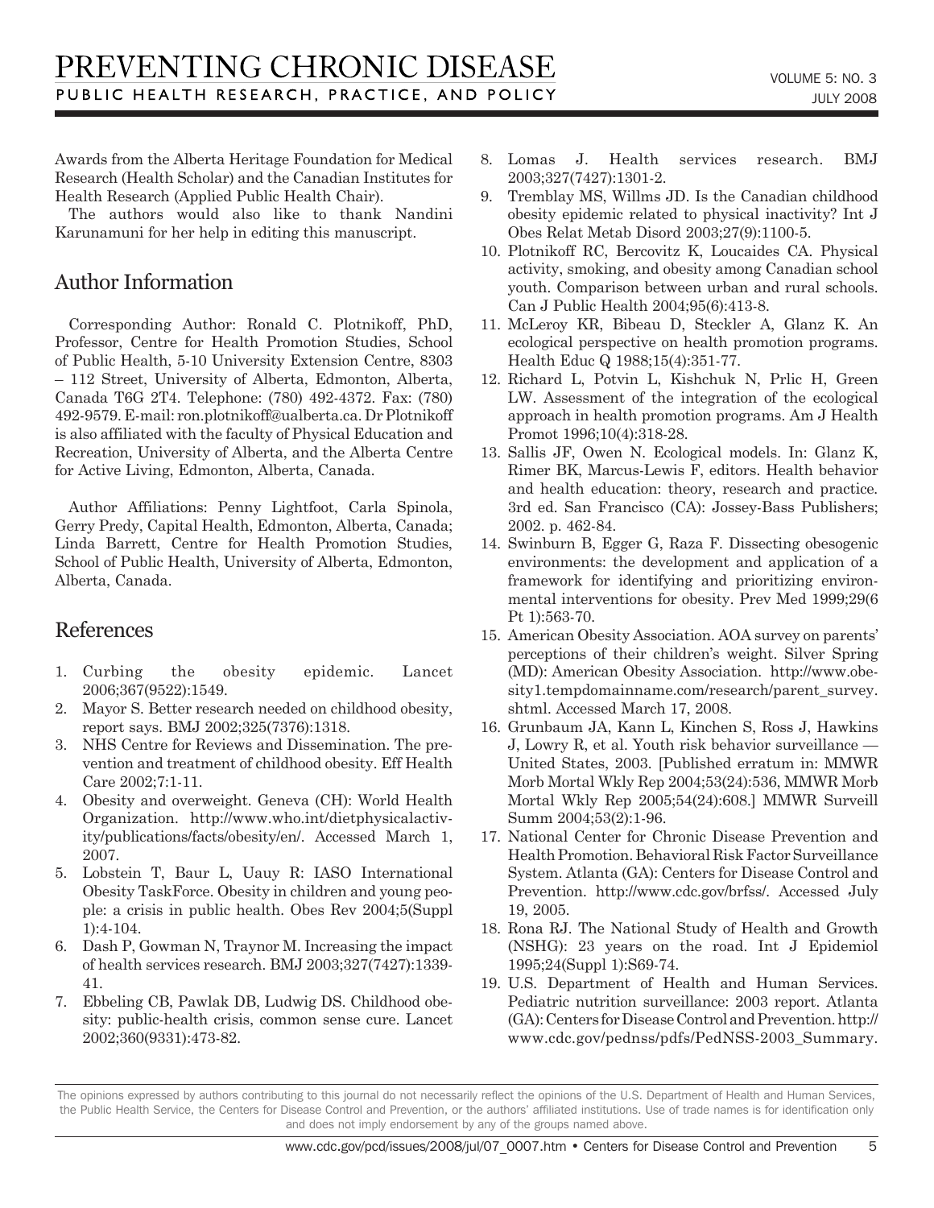Awards from the Alberta Heritage Foundation for Medical Research (Health Scholar) and the Canadian Institutes for Health Research (Applied Public Health Chair).

The authors would also like to thank Nandini Karunamuni for her help in editing this manuscript.

## Author Information

Corresponding Author: Ronald C. Plotnikoff, PhD, Professor, Centre for Health Promotion Studies, School of Public Health, 5-10 University Extension Centre, 8303 – 112 Street, University of Alberta, Edmonton, Alberta, Canada T6G 2T4. Telephone: (780) 492-4372. Fax: (780) 492-9579. E-mail: ron.plotnikoff@ualberta.ca. Dr Plotnikoff is also affiliated with the faculty of Physical Education and Recreation, University of Alberta, and the Alberta Centre for Active Living, Edmonton, Alberta, Canada.

Author Affiliations: Penny Lightfoot, Carla Spinola, Gerry Predy, Capital Health, Edmonton, Alberta, Canada; Linda Barrett, Centre for Health Promotion Studies, School of Public Health, University of Alberta, Edmonton, Alberta, Canada.

## References

1. Curbing the obesity epidemic. Lancet 2006;367(9522):1549.
2. Mayor S. Better research needed on childhood obesity, report says. BMJ 2002;325(7376):1318.
3. NHS Centre for Reviews and Dissemination. The prevention and treatment of childhood obesity. Eff Health Care 2002;7:1-11.
4. Obesity and overweight. Geneva (CH): World Health Organization. http://www.who.int/dietphysicalactivity/publications/facts/obesity/en/. Accessed March 1, 2007.
5. Lobstein T, Baur L, Uauy R: IASO International Obesity TaskForce. Obesity in children and young people: a crisis in public health. Obes Rev 2004;5(Suppl 1):4-104.
6. Dash P, Gowman N, Traynor M. Increasing the impact of health services research. BMJ 2003;327(7427):1339-41.
7. Ebbeling CB, Pawlak DB, Ludwig DS. Childhood obesity: public-health crisis, common sense cure. Lancet 2002;360(9331):473-82.
8. Lomas J. Health services research. BMJ 2003;327(7427):1301-2.
9. Tremblay MS, Willms JD. Is the Canadian childhood obesity epidemic related to physical inactivity? Int J Obes Relat Metab Disord 2003;27(9):1100-5.
10. Plotnikoff RC, Bercovitz K, Loucaides CA. Physical activity, smoking, and obesity among Canadian school youth. Comparison between urban and rural schools. Can J Public Health 2004;95(6):413-8.
11. McLeroy KR, Bibeau D, Steckler A, Glanz K. An ecological perspective on health promotion programs. Health Educ Q 1988;15(4):351-77.
12. Richard L, Potvin L, Kishchuk N, Prlic H, Green LW. Assessment of the integration of the ecological approach in health promotion programs. Am J Health Promot 1996;10(4):318-28.
13. Sallis JF, Owen N. Ecological models. In: Glanz K, Rimer BK, Marcus-Lewis F, editors. Health behavior and health education: theory, research and practice. 3rd ed. San Francisco (CA): Jossey-Bass Publishers; 2002. p. 462-84.
14. Swinburn B, Egger G, Raza F. Dissecting obesogenic environments: the development and application of a framework for identifying and prioritizing environmental interventions for obesity. Prev Med 1999;29(6 Pt 1):563-70.
15. American Obesity Association. AOA survey on parents' perceptions of their children's weight. Silver Spring (MD): American Obesity Association. http://www.obesity1.tempdomainname.com/research/parent_survey.shtml. Accessed March 17, 2008.
16. Grunbaum JA, Kann L, Kinchen S, Ross J, Hawkins J, Lowry R, et al. Youth risk behavior surveillance — United States, 2003. [Published erratum in: MMWR Morb Mortal Wkly Rep 2004;53(24):536, MMWR Morb Mortal Wkly Rep 2005;54(24):608.] MMWR Surveill Summ 2004;53(2):1-96.
17. National Center for Chronic Disease Prevention and Health Promotion. Behavioral Risk Factor Surveillance System. Atlanta (GA): Centers for Disease Control and Prevention. http://www.cdc.gov/brfss/. Accessed July 19, 2005.
18. Rona RJ. The National Study of Health and Growth (NSHG): 23 years on the road. Int J Epidemiol 1995;24(Suppl 1):S69-74.
19. U.S. Department of Health and Human Services. Pediatric nutrition surveillance: 2003 report. Atlanta (GA): Centers for Disease Control and Prevention. http://www.cdc.gov/pednss/pdfs/PedNSS-2003_Summary.

The opinions expressed by authors contributing to this journal do not necessarily reflect the opinions of the U.S. Department of Health and Human Services, the Public Health Service, the Centers for Disease Control and Prevention, or the authors' affiliated institutions. Use of trade names is for identification only and does not imply endorsement by any of the groups named above.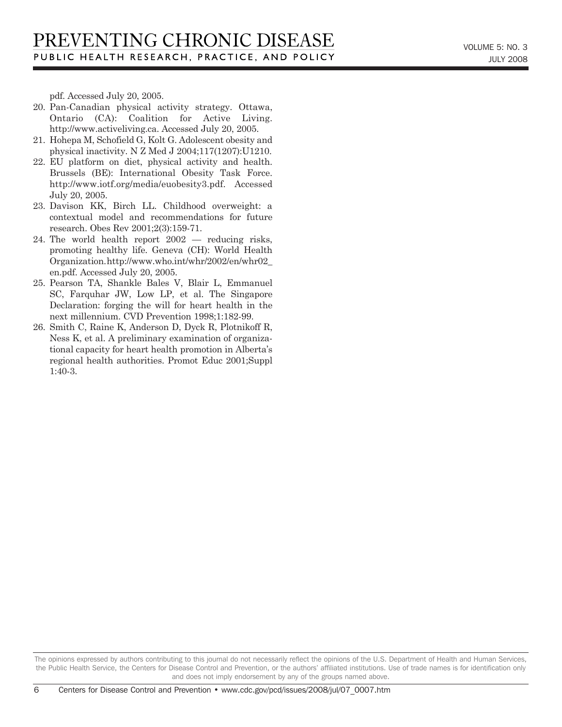pdf. Accessed July 20, 2005.

20. Pan-Canadian physical activity strategy. Ottawa, Ontario (CA): Coalition for Active Living. http://www.activeliving.ca. Accessed July 20, 2005.
21. Hohepa M, Schofield G, Kolt G. Adolescent obesity and physical inactivity. N Z Med J 2004;117(1207):U1210.
22. EU platform on diet, physical activity and health. Brussels (BE): International Obesity Task Force. http://www.iotf.org/media/euobesity3.pdf. Accessed July 20, 2005.
23. Davison KK, Birch LL. Childhood overweight: a contextual model and recommendations for future research. Obes Rev 2001;2(3):159-71.
24. The world health report 2002 — reducing risks, promoting healthy life. Geneva (CH): World Health Organization. http://www.who.int/whr/2002/en/whr02_en.pdf. Accessed July 20, 2005.
25. Pearson TA, Shankle Bales V, Blair L, Emmanuel SC, Farquhar JW, Low LP, et al. The Singapore Declaration: forging the will for heart health in the next millennium. CVD Prevention 1998;1:182-99.
26. Smith C, Raine K, Anderson D, Dyck R, Plotnikoff R, Ness K, et al. A preliminary examination of organizational capacity for heart health promotion in Alberta's regional health authorities. Promot Educ 2001;Suppl 1:40-3.

The opinions expressed by authors contributing to this journal do not necessarily reflect the opinions of the U.S. Department of Health and Human Services, the Public Health Service, the Centers for Disease Control and Prevention, or the authors' affiliated institutions. Use of trade names is for identification only and does not imply endorsement by any of the groups named above.